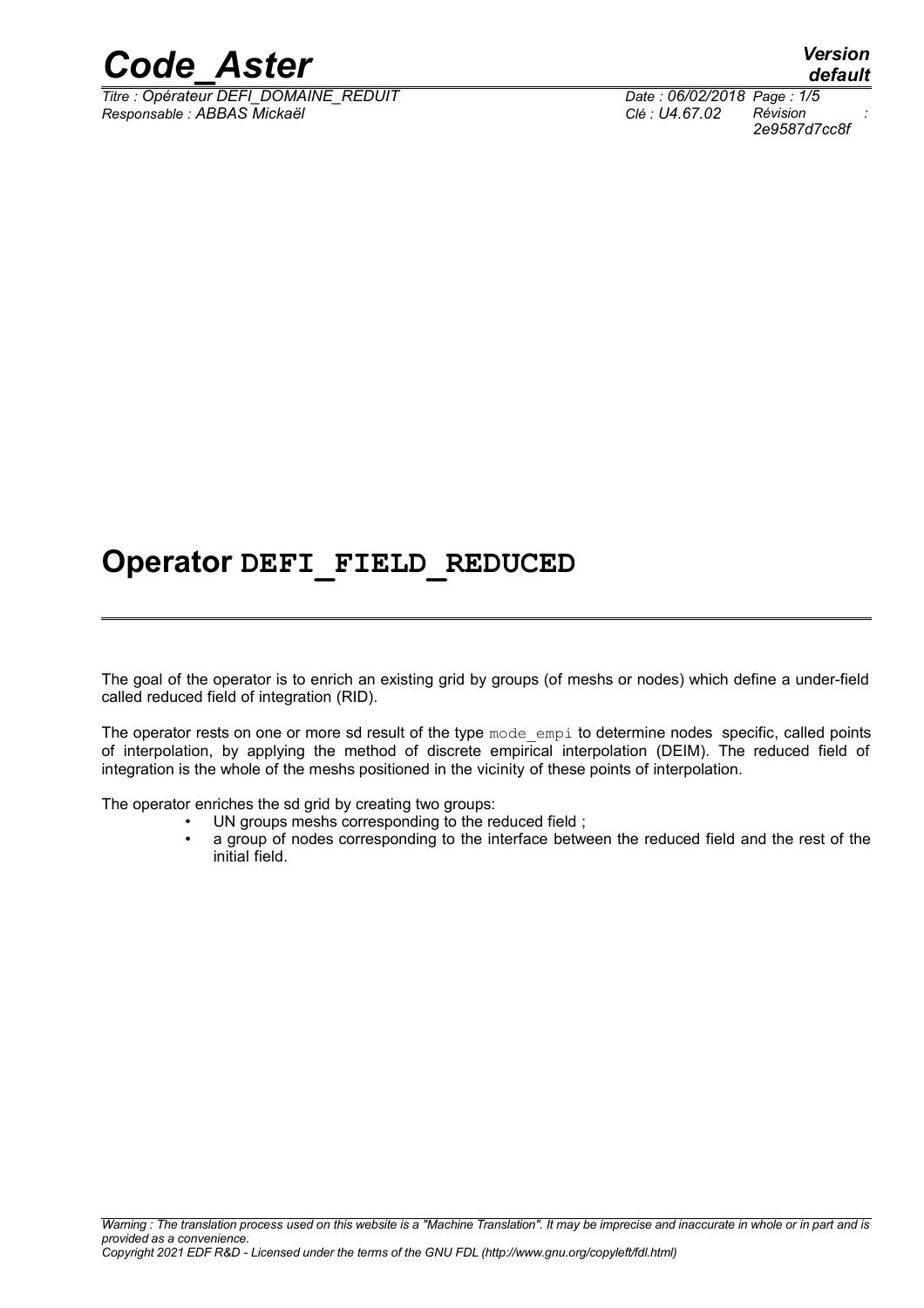# Operator DEFI_FIELD_REDUCED

The goal of the operator is to enrich an existing grid by groups (of meshs or nodes) which define a under-field called reduced field of integration (RID).

The operator rests on one or more sd result of the type `mode_empi` to determine nodes specific, called points of interpolation, by applying the method of discrete empirical interpolation (DEIM). The reduced field of integration is the whole of the meshs positioned in the vicinity of these points of interpolation.

The operator enriches the sd grid by creating two groups:

- UN groups meshs corresponding to the reduced field ;
- a group of nodes corresponding to the interface between the reduced field and the rest of the initial field.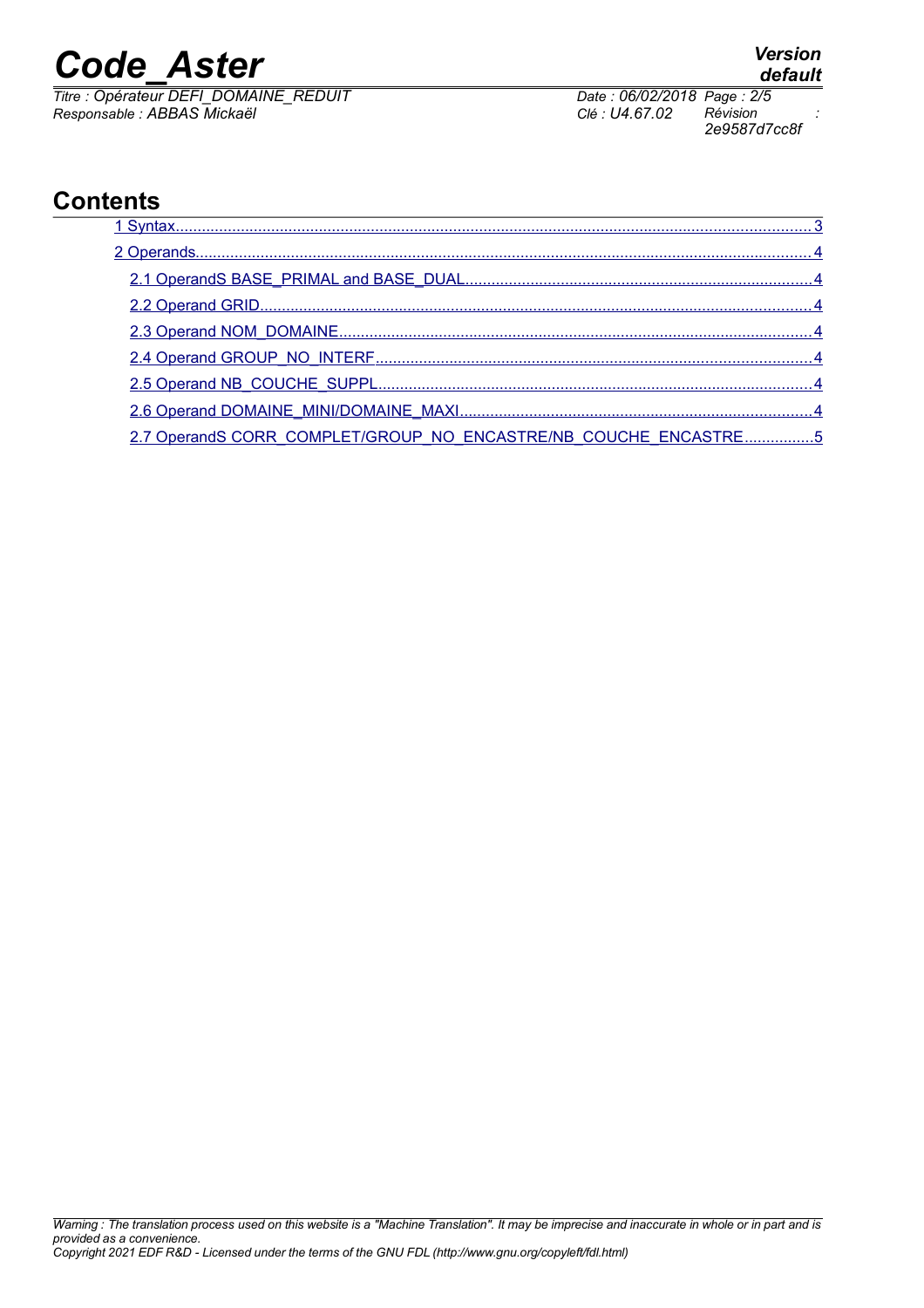# Contents

1 Syntax...3

2 Operands...4

- 2.1 OperandS BASE_PRIMAL and BASE_DUAL...4
- 2.2 Operand GRID...4
- 2.3 Operand NOM_DOMAINE...4
- 2.4 Operand GROUP_NO_INTERF...4
- 2.5 Operand NB_COUCHE_SUPPL...4
- 2.6 Operand DOMAINE_MINI/DOMAINE_MAXI...4
- 2.7 OperandS CORR_COMPLET/GROUP_NO_ENCASTRE/NB_COUCHE_ENCASTRE...5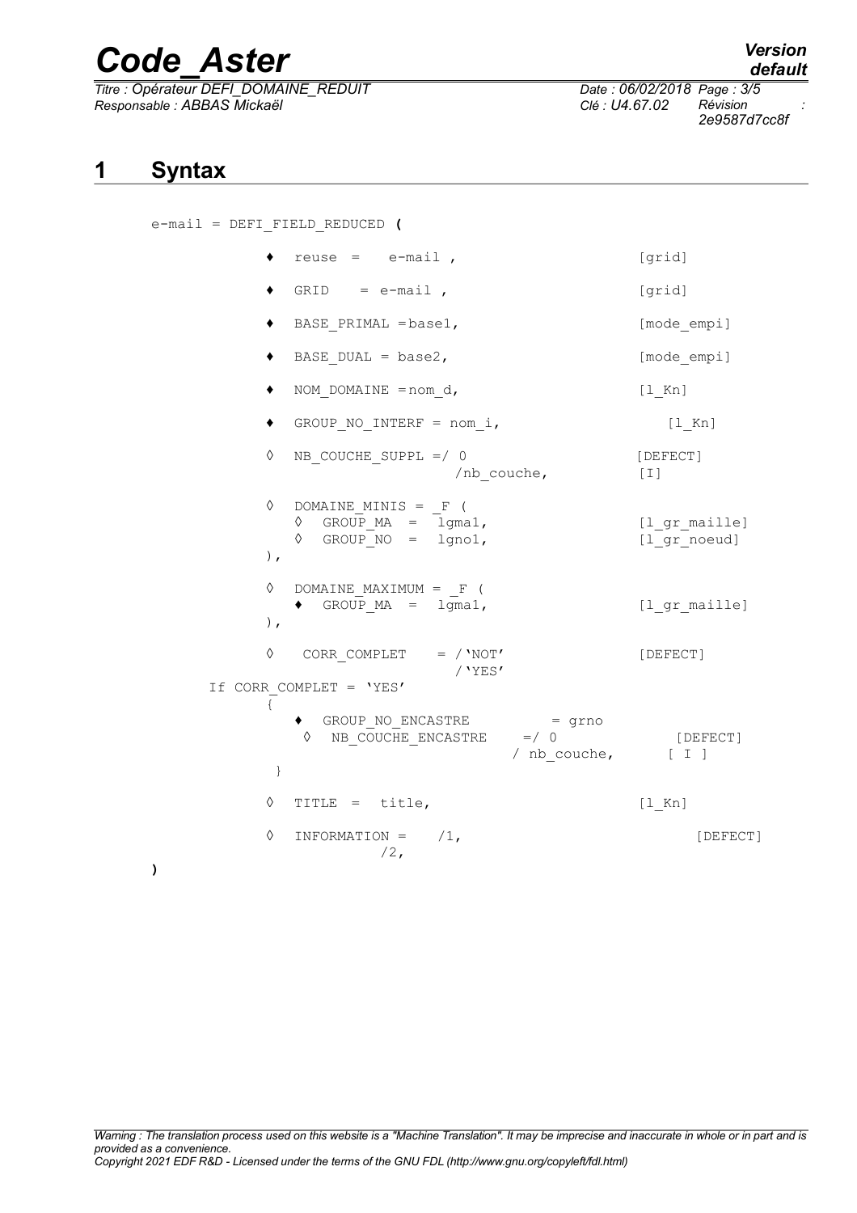# 1 Syntax

```
e-mail = DEFI_FIELD_REDUCED (

         ♦  reuse  =   e-mail ,                        [grid]

         ♦  GRID   = e-mail ,                          [grid]

         ♦  BASE_PRIMAL =base1,                        [mode_empi]

         ♦  BASE_DUAL = base2,                         [mode_empi]

         ♦  NOM_DOMAINE =nom_d,                        [l_Kn]

         ♦  GROUP_NO_INTERF = nom_i,                   [l_Kn]

         ◊  NB_COUCHE_SUPPL =/ 0                       [DEFECT]
                             /nb_couche,               [I]

         ◊  DOMAINE_MINIS = _F (
            ◊  GROUP_MA  =  lgma1,                     [l_gr_maille]
            ◊  GROUP_NO  =  lgno1,                     [l_gr_noeud]
         ),

         ◊  DOMAINE_MAXIMUM = _F (
            ♦  GROUP_MA  =  lgma1,                     [l_gr_maille]
         ),

         ◊   CORR_COMPLET   = /'NOT'                   [DEFECT]
                              /'YES'
    If CORR_COMPLET = 'YES'
         {
            ♦  GROUP_NO_ENCASTRE        = grno
            ◊  NB_COUCHE_ENCASTRE    =/ 0              [DEFECT]
                                     / nb_couche,      [ I ]
          }

         ◊  TITLE  =  title,                           [l_Kn]

         ◊  INFORMATION =    /1,                       [DEFECT]
                             /2,
)
```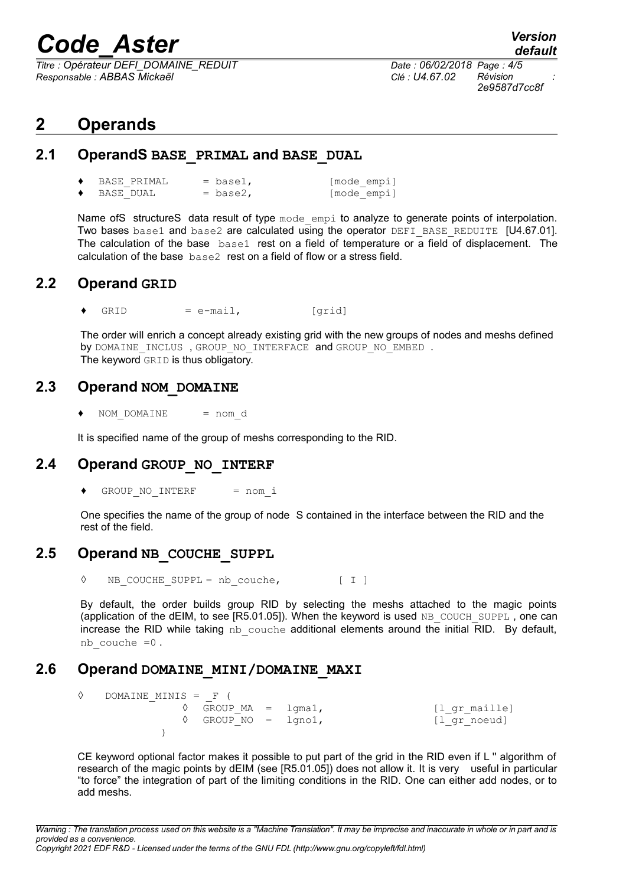# 2 Operands

## 2.1 OperandS BASE_PRIMAL and BASE_DUAL

```
♦  BASE_PRIMAL     = base1,           [mode_empi]
♦  BASE_DUAL       = base2,           [mode_empi]
```

Name ofS structureS data result of type mode_empi to analyze to generate points of interpolation. Two bases base1 and base2 are calculated using the operator DEFI_BASE_REDUITE [U4.67.01]. The calculation of the base base1 rest on a field of temperature or a field of displacement. The calculation of the base base2 rest on a field of flow or a stress field.

## 2.2 Operand GRID

```
♦  GRID          = e-mail,          [grid]
```

The order will enrich a concept already existing grid with the new groups of nodes and meshs defined by DOMAINE_INCLUS , GROUP_NO_INTERFACE and GROUP_NO_EMBED .
The keyword GRID is thus obligatory.

## 2.3 Operand NOM_DOMAINE

```
♦  NOM_DOMAINE      = nom_d
```

It is specified name of the group of meshs corresponding to the RID.

## 2.4 Operand GROUP_NO_INTERF

```
♦  GROUP_NO_INTERF      = nom_i
```

One specifies the name of the group of node S contained in the interface between the RID and the rest of the field.

## 2.5 Operand NB_COUCHE_SUPPL

```
◊   NB_COUCHE_SUPPL = nb_couche,          [ I ]
```

By default, the order builds group RID by selecting the meshs attached to the magic points (application of the dEIM, to see [R5.01.05]). When the keyword is used NB_COUCH_SUPPL , one can increase the RID while taking nb_couche additional elements around the initial RID. By default, nb_couche =0 .

## 2.6 Operand DOMAINE_MINI/DOMAINE_MAXI

```
◊   DOMAINE_MINIS = _F (
              ◊  GROUP_MA  =  lgma1,                  [l_gr_maille]
              ◊  GROUP_NO  =  lgno1,                  [l_gr_noeud]
           )
```

CE keyword optional factor makes it possible to put part of the grid in the RID even if L '' algorithm of research of the magic points by dEIM (see [R5.01.05]) does not allow it. It is very useful in particular "to force" the integration of part of the limiting conditions in the RID. One can either add nodes, or to add meshs.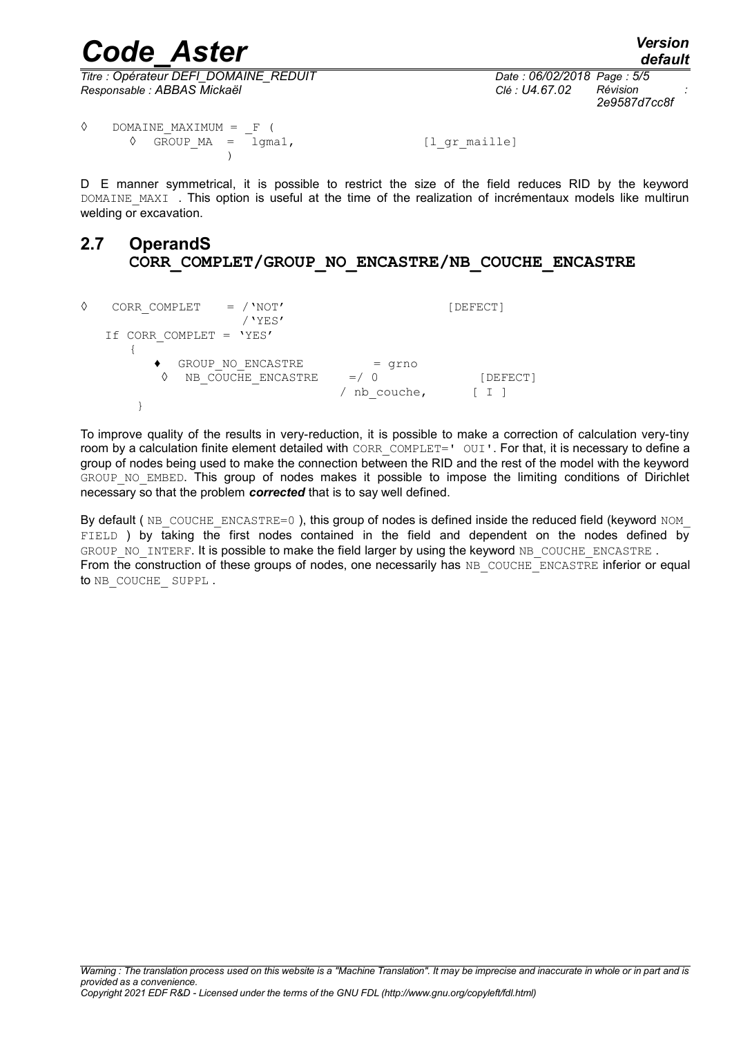```
◊   DOMAINE_MAXIMUM = _F (
      ◊  GROUP_MA  =  lgma1,                    [l_gr_maille]
                  )
```

D E manner symmetrical, it is possible to restrict the size of the field reduces RID by the keyword DOMAINE_MAXI . This option is useful at the time of the realization of incrémentaux models like multirun welding or excavation.

## 2.7 OperandS CORR_COMPLET/GROUP_NO_ENCASTRE/NB_COUCHE_ENCASTRE

```
◊   CORR_COMPLET    = /'NOT'                        [DEFECT]
                      /'YES'
   If CORR_COMPLET = 'YES'
      {
         ♦  GROUP_NO_ENCASTRE          = grno
          ◊  NB_COUCHE_ENCASTRE     =/ 0               [DEFECT]
                                   / nb_couche,       [ I ]
       }
```

To improve quality of the results in very-reduction, it is possible to make a correction of calculation very-tiny room by a calculation finite element detailed with CORR_COMPLET=' OUI'. For that, it is necessary to define a group of nodes being used to make the connection between the RID and the rest of the model with the keyword GROUP_NO_EMBED. This group of nodes makes it possible to impose the limiting conditions of Dirichlet necessary so that the problem ***corrected*** that is to say well defined.

By default ( NB_COUCHE_ENCASTRE=0 ), this group of nodes is defined inside the reduced field (keyword NOM_ FIELD ) by taking the first nodes contained in the field and dependent on the nodes defined by GROUP_NO_INTERF. It is possible to make the field larger by using the keyword NB_COUCHE_ENCASTRE . From the construction of these groups of nodes, one necessarily has NB_COUCHE_ENCASTRE inferior or equal to NB_COUCHE_ SUPPL .